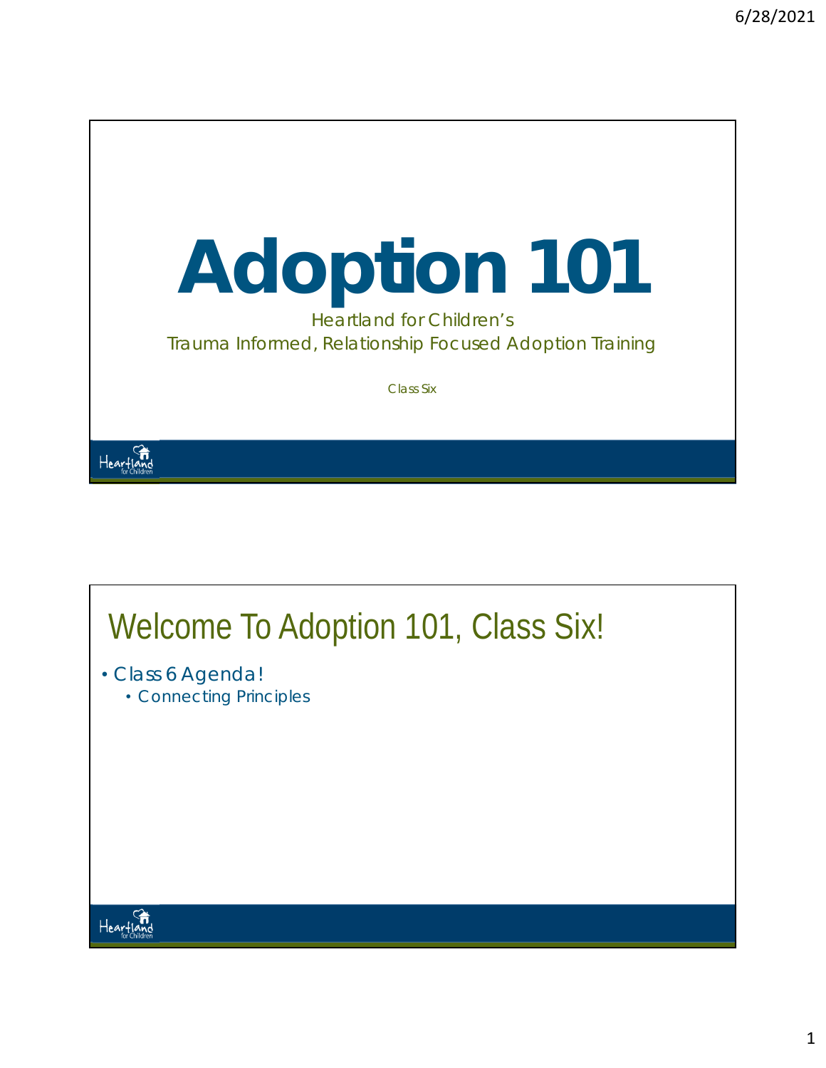# Adoption 101

Heartland for Children's
Trauma Informed, Relationship Focused Adoption Training

Class Six

## Welcome To Adoption 101, Class Six!

- Class 6 Agenda!
  - Connecting Principles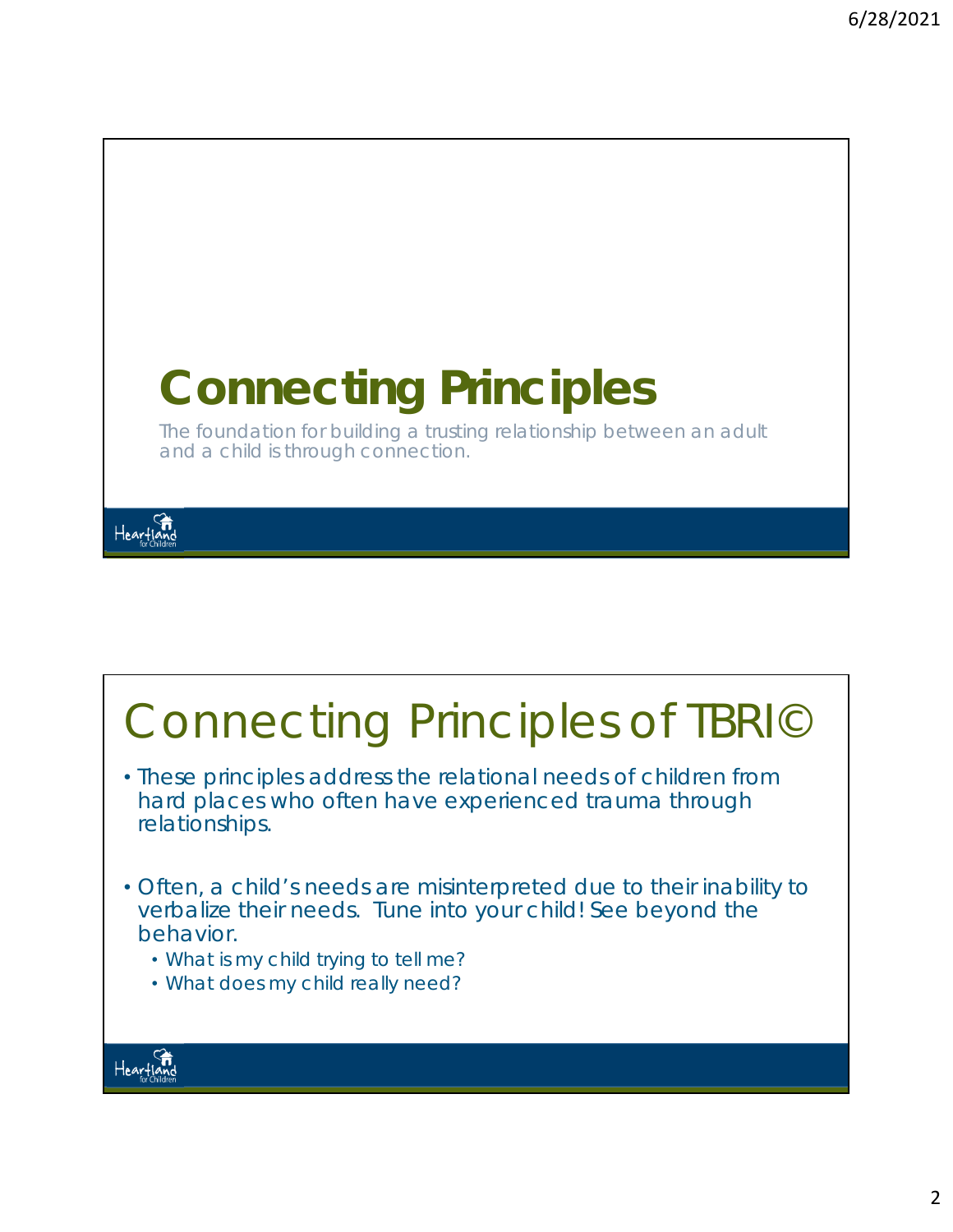# Connecting Principles

The foundation for building a trusting relationship between an adult and a child is through connection.

Heartland for Children

## Connecting Principles of TBRI©

- These principles address the relational needs of children from hard places who often have experienced trauma through relationships.
- Often, a child's needs are misinterpreted due to their inability to verbalize their needs. Tune into your child! See beyond the behavior.
  - What is my child trying to tell me?
  - What does my child really need?

Heartland for Children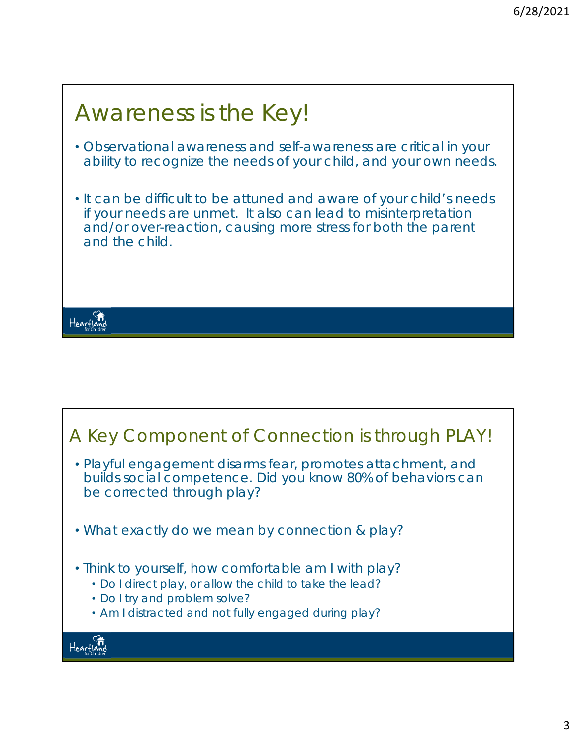## Awareness is the Key!

- Observational awareness and self-awareness are critical in your ability to recognize the needs of your child, and your own needs.
- It can be difficult to be attuned and aware of your child's needs if your needs are unmet. It also can lead to misinterpretation and/or over-reaction, causing more stress for both the parent and the child.

## A Key Component of Connection is through PLAY!

- Playful engagement disarms fear, promotes attachment, and builds social competence. Did you know 80% of behaviors can be corrected through play?
- What exactly do we mean by connection & play?
- Think to yourself, how comfortable am I with play?
  - Do I direct play, or allow the child to take the lead?
  - Do I try and problem solve?
  - Am I distracted and not fully engaged during play?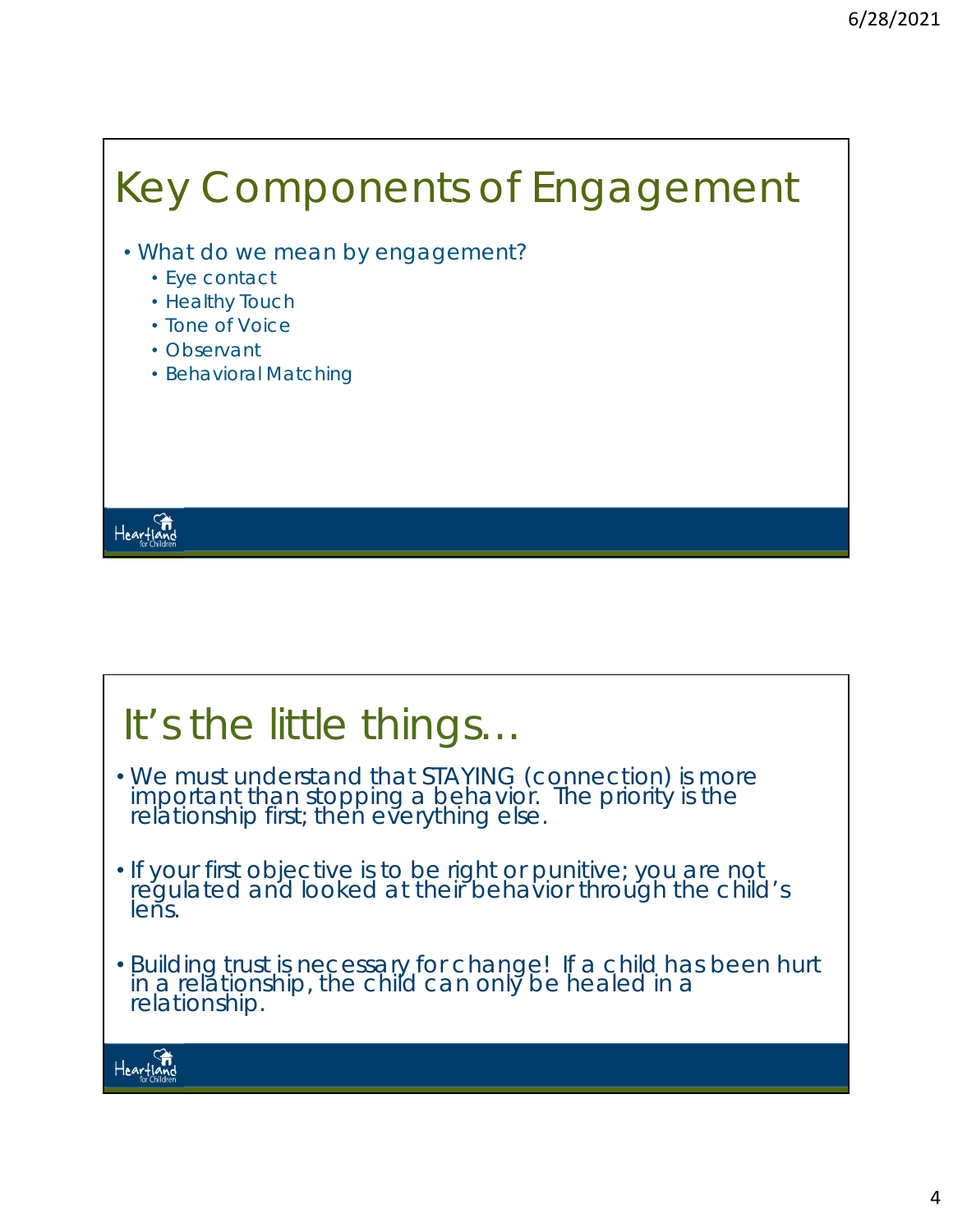# Key Components of Engagement

- What do we mean by engagement?
  - Eye contact
  - Healthy Touch
  - Tone of Voice
  - Observant
  - Behavioral Matching

# It's the little things…

- We must understand that STAYING (connection) is more important than stopping a behavior. The priority is the relationship first; then everything else.
- If your first objective is to be right or punitive; you are not regulated and looked at their behavior through the child's lens.
- Building trust is necessary for change! If a child has been hurt in a relationship, the child can only be healed in a relationship.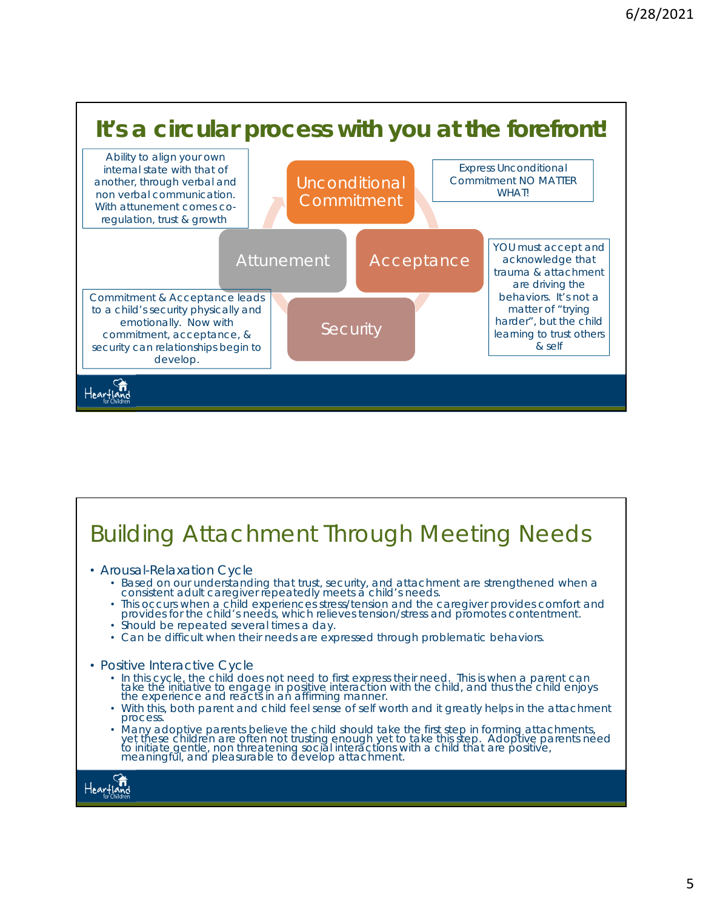# It's a circular process with you at the forefront!

Ability to align your own internal state with that of another, through verbal and non verbal communication. With attunement comes co-regulation, trust & growth

Unconditional Commitment

Express Unconditional Commitment NO MATTER WHAT!

Attunement

Acceptance

YOU must accept and acknowledge that trauma & attachment are driving the behaviors. It's not a matter of "trying harder", but the child learning to trust others & self

Commitment & Acceptance leads to a child's security physically and emotionally. Now with commitment, acceptance, & security can relationships begin to develop.

Security

# Building Attachment Through Meeting Needs

- Arousal-Relaxation Cycle
  - Based on our understanding that trust, security, and attachment are strengthened when a consistent adult caregiver repeatedly meets a child's needs.
  - This occurs when a child experiences stress/tension and the caregiver provides comfort and provides for the child's needs, which relieves tension/stress and promotes contentment.
  - Should be repeated several times a day.
  - Can be difficult when their needs are expressed through problematic behaviors.
- Positive Interactive Cycle
  - In this cycle, the child does not need to first express their need. This is when a parent can take the initiative to engage in positive interaction with the child, and thus the child enjoys the experience and reacts in an affirming manner.
  - With this, both parent and child feel sense of self worth and it greatly helps in the attachment process.
  - Many adoptive parents believe the child should take the first step in forming attachments, yet these children are often not trusting enough yet to take this step. Adoptive parents need to initiate gentle, non threatening social interactions with a child that are positive, meaningful, and pleasurable to develop attachment.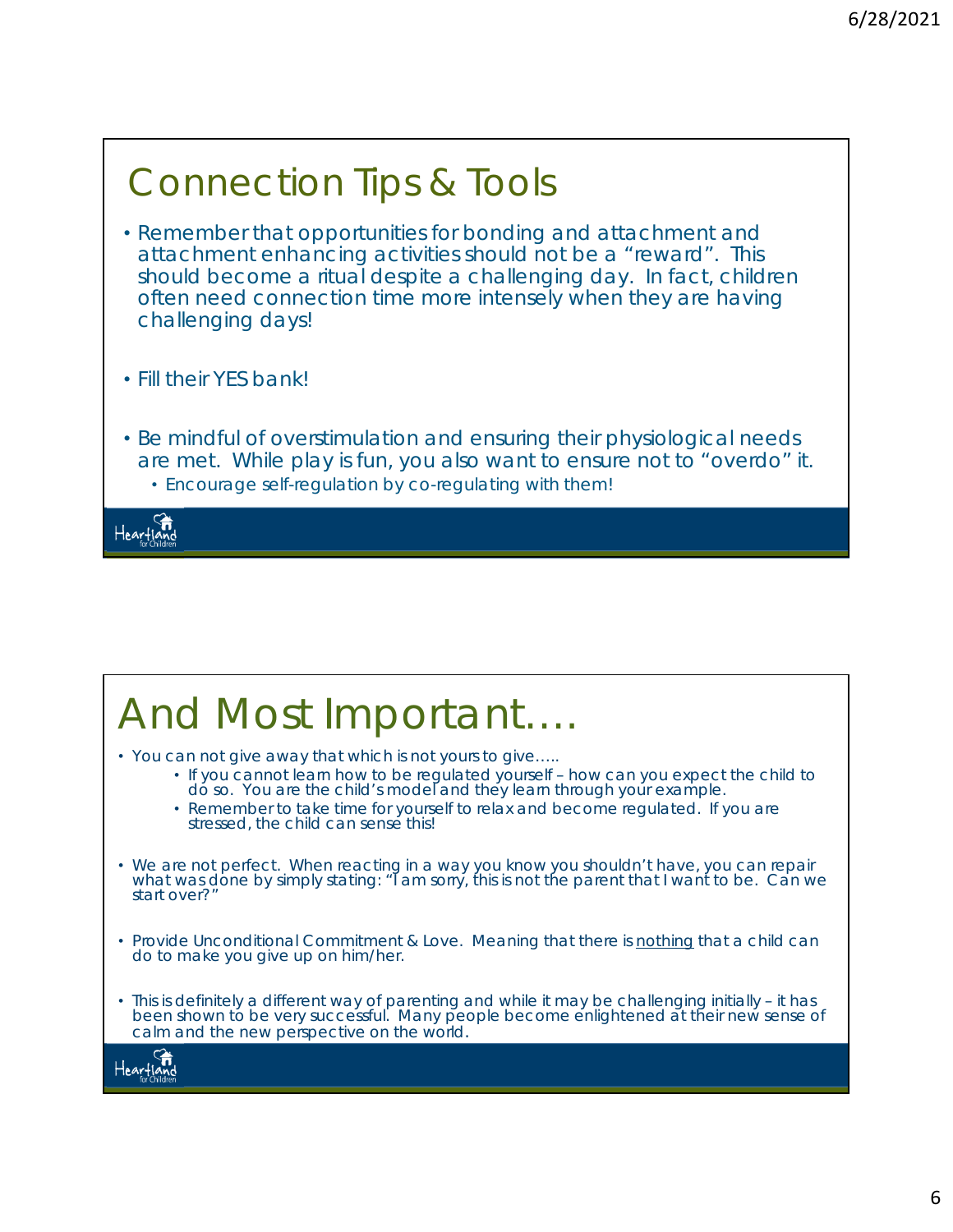## Connection Tips & Tools

- Remember that opportunities for bonding and attachment and attachment enhancing activities should not be a "reward". This should become a ritual despite a challenging day. In fact, children often need connection time more intensely when they are having challenging days!
- Fill their YES bank!
- Be mindful of overstimulation and ensuring their physiological needs are met. While play is fun, you also want to ensure not to "overdo" it.
  - Encourage self-regulation by co-regulating with them!

## And Most Important….

- You can not give away that which is not yours to give…..
  - If you cannot learn how to be regulated yourself – how can you expect the child to do so. You are the child's model and they learn through your example.
  - Remember to take time for yourself to relax and become regulated. If you are stressed, the child can sense this!
- We are not perfect. When reacting in a way you know you shouldn't have, you can repair what was done by simply stating: "I am sorry, this is not the parent that I want to be. Can we start over?"
- Provide Unconditional Commitment & Love. Meaning that there is <u>nothing</u> that a child can do to make you give up on him/her.
- This is definitely a different way of parenting and while it may be challenging initially – it has been shown to be very successful. Many people become enlightened at their new sense of calm and the new perspective on the world.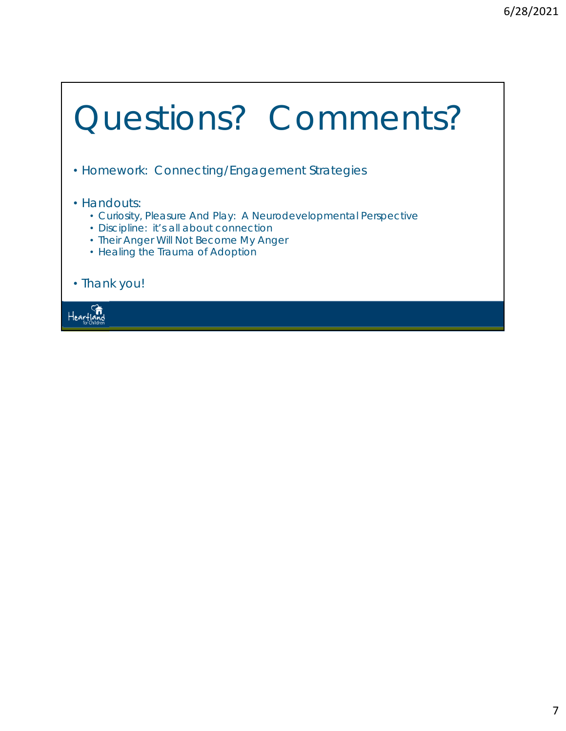# Questions? Comments?

- Homework: Connecting/Engagement Strategies

- Handouts:
  - Curiosity, Pleasure And Play: A Neurodevelopmental Perspective
  - Discipline: it's all about connection
  - Their Anger Will Not Become My Anger
  - Healing the Trauma of Adoption

- Thank you!

Heartland for Children